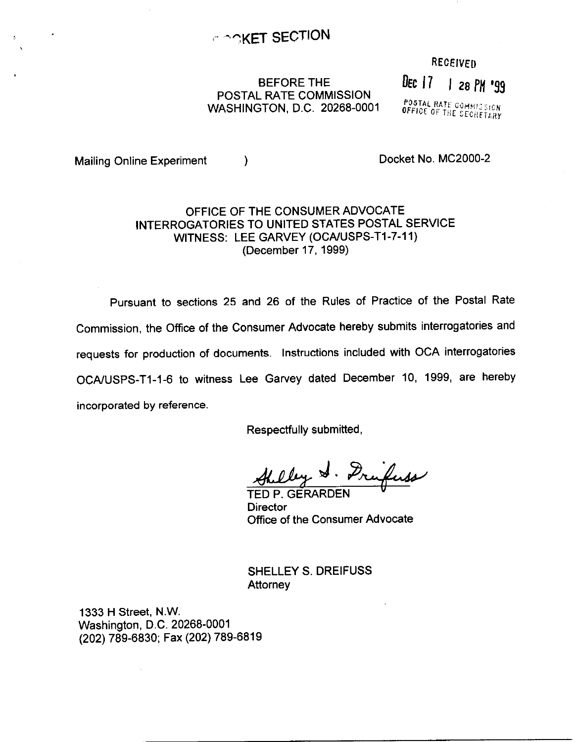DOCKET SECTION

RECEIVED

DEC 17 1 28 PM '99

POSTAL RATE COMMISSION
OFFICE OF THE SECRETARY

BEFORE THE
POSTAL RATE COMMISSION
WASHINGTON, D.C. 20268-0001

Mailing Online Experiment )    Docket No. MC2000-2

OFFICE OF THE CONSUMER ADVOCATE
INTERROGATORIES TO UNITED STATES POSTAL SERVICE
WITNESS: LEE GARVEY (OCA/USPS-T1-7-11)
(December 17, 1999)

Pursuant to sections 25 and 26 of the Rules of Practice of the Postal Rate Commission, the Office of the Consumer Advocate hereby submits interrogatories and requests for production of documents. Instructions included with OCA interrogatories OCA/USPS-T1-1-6 to witness Lee Garvey dated December 10, 1999, are hereby incorporated by reference.

Respectfully submitted,

Shelley S. Dreifuss

TED P. GERARDEN
Director
Office of the Consumer Advocate

SHELLEY S. DREIFUSS
Attorney

1333 H Street, N.W.
Washington, D.C. 20268-0001
(202) 789-6830; Fax (202) 789-6819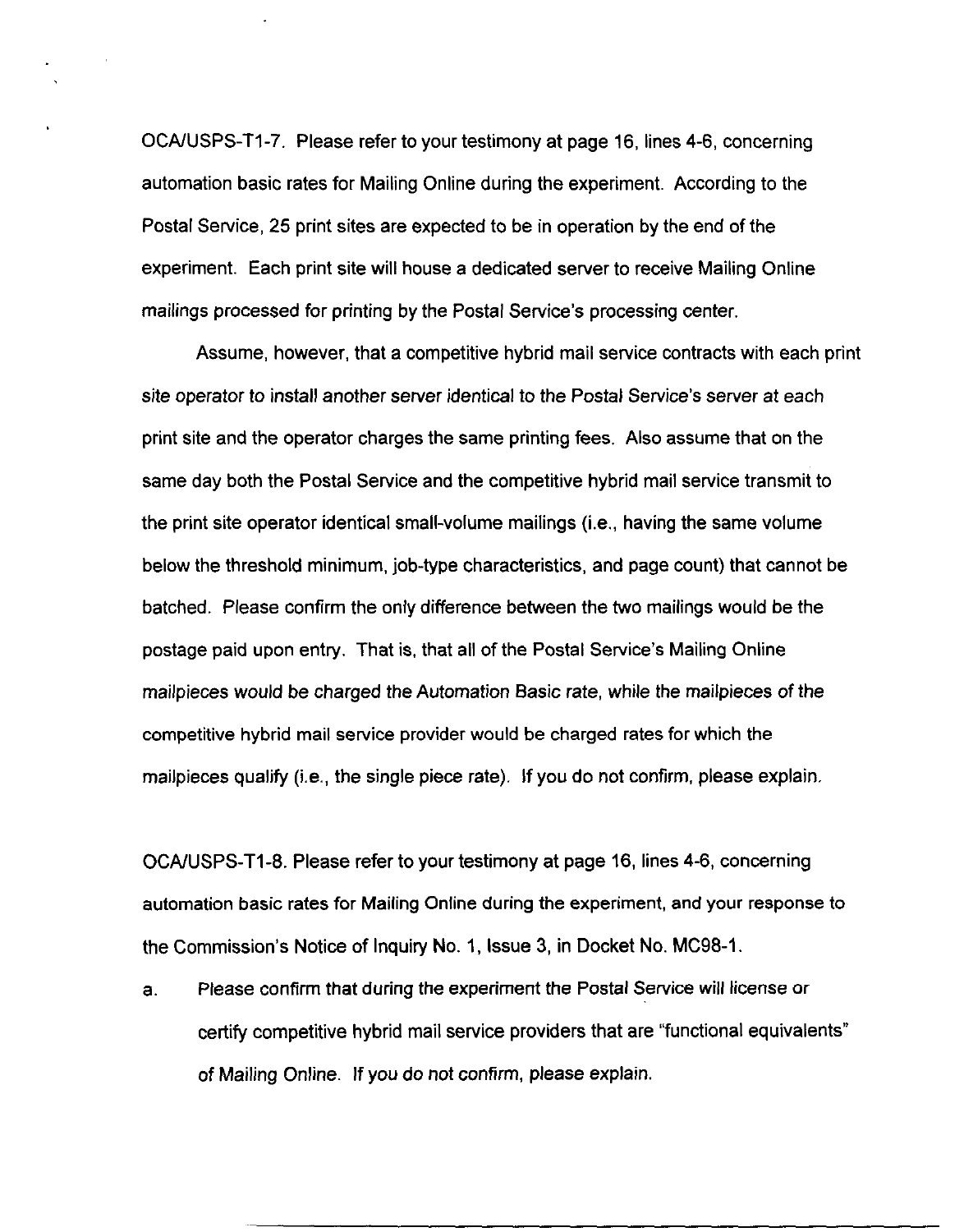OCA/USPS-T1-7. Please refer to your testimony at page 16, lines 4-6, concerning automation basic rates for Mailing Online during the experiment. According to the Postal Service, 25 print sites are expected to be in operation by the end of the experiment. Each print site will house a dedicated server to receive Mailing Online mailings processed for printing by the Postal Service's processing center.

Assume, however, that a competitive hybrid mail service contracts with each print site operator to install another server identical to the Postal Service's server at each print site and the operator charges the same printing fees. Also assume that on the same day both the Postal Service and the competitive hybrid mail service transmit to the print site operator identical small-volume mailings (i.e., having the same volume below the threshold minimum, job-type characteristics, and page count) that cannot be batched. Please confirm the only difference between the two mailings would be the postage paid upon entry. That is, that all of the Postal Service's Mailing Online mailpieces would be charged the Automation Basic rate, while the mailpieces of the competitive hybrid mail service provider would be charged rates for which the mailpieces qualify (i.e., the single piece rate). If you do not confirm, please explain.

OCA/USPS-T1-8. Please refer to your testimony at page 16, lines 4-6, concerning automation basic rates for Mailing Online during the experiment, and your response to the Commission's Notice of Inquiry No. 1, Issue 3, in Docket No. MC98-1.

a. Please confirm that during the experiment the Postal Service will license or certify competitive hybrid mail service providers that are "functional equivalents" of Mailing Online. If you do not confirm, please explain.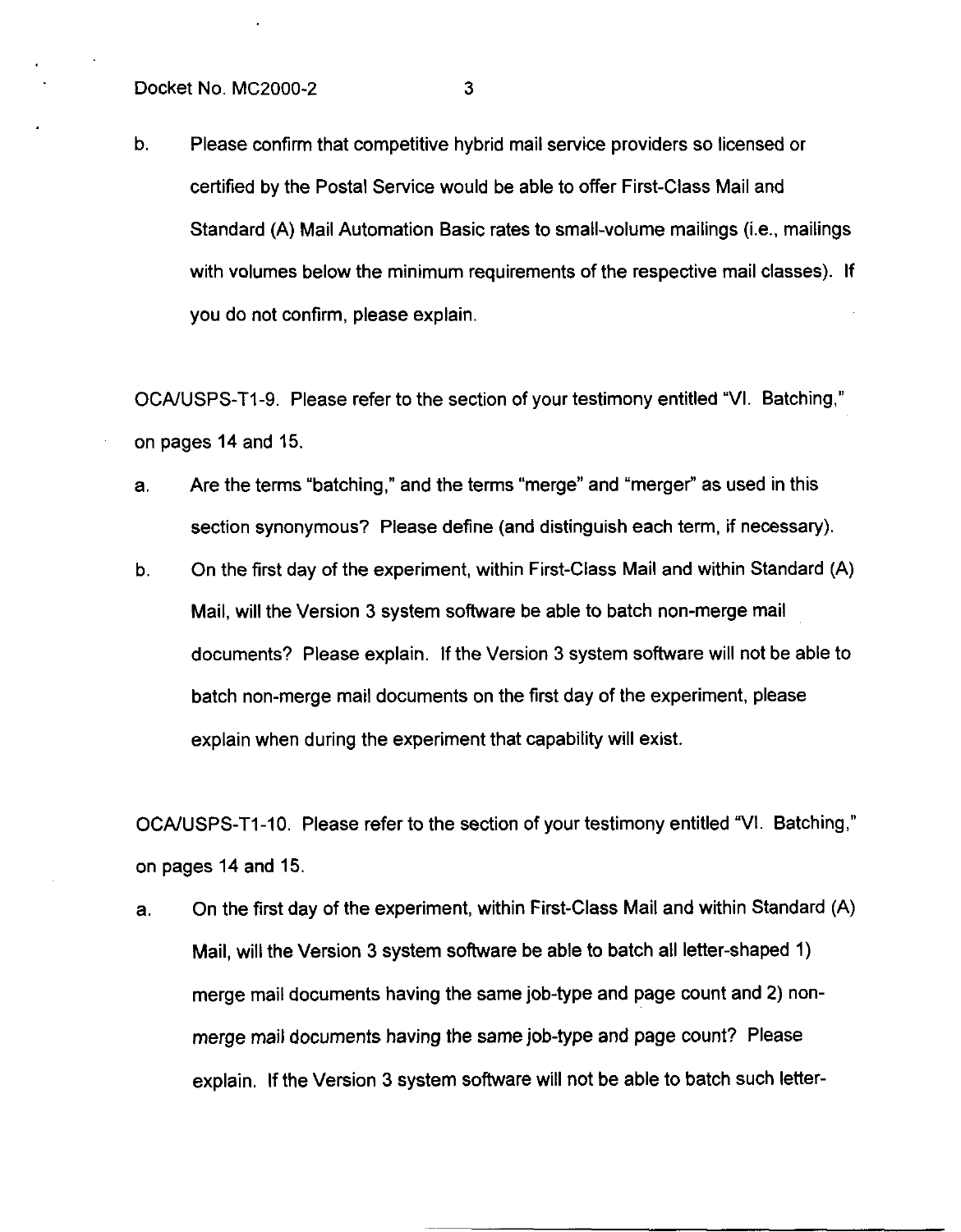b. Please confirm that competitive hybrid mail service providers so licensed or certified by the Postal Service would be able to offer First-Class Mail and Standard (A) Mail Automation Basic rates to small-volume mailings (i.e., mailings with volumes below the minimum requirements of the respective mail classes). If you do not confirm, please explain.

OCA/USPS-T1-9. Please refer to the section of your testimony entitled "VI. Batching," on pages 14 and 15.

a. Are the terms "batching," and the terms "merge" and "merger" as used in this section synonymous? Please define (and distinguish each term, if necessary).

b. On the first day of the experiment, within First-Class Mail and within Standard (A) Mail, will the Version 3 system software be able to batch non-merge mail documents? Please explain. If the Version 3 system software will not be able to batch non-merge mail documents on the first day of the experiment, please explain when during the experiment that capability will exist.

OCA/USPS-T1-10. Please refer to the section of your testimony entitled "VI. Batching," on pages 14 and 15.

a. On the first day of the experiment, within First-Class Mail and within Standard (A) Mail, will the Version 3 system software be able to batch all letter-shaped 1) merge mail documents having the same job-type and page count and 2) non-merge mail documents having the same job-type and page count? Please explain. If the Version 3 system software will not be able to batch such letter-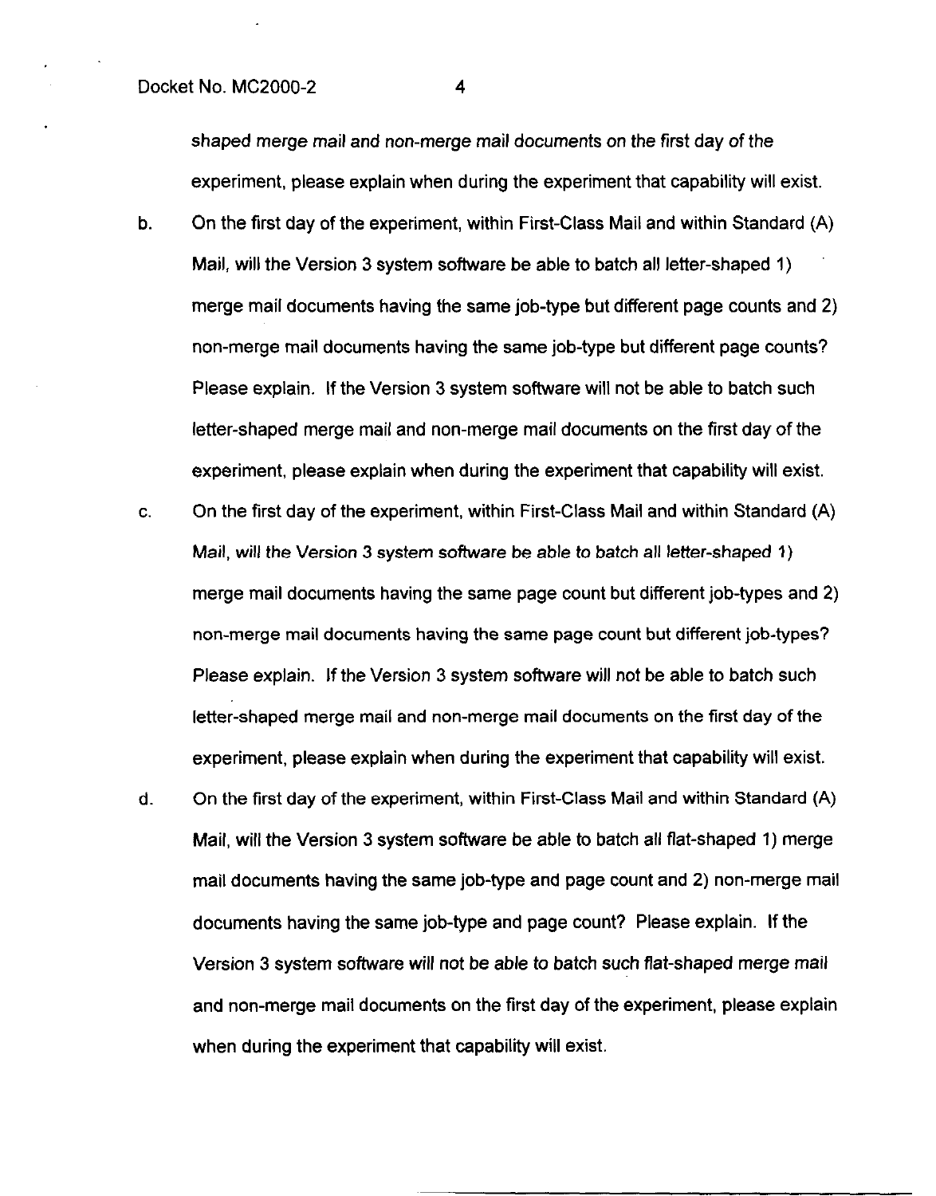shaped merge mail and non-merge mail documents on the first day of the experiment, please explain when during the experiment that capability will exist.

b. On the first day of the experiment, within First-Class Mail and within Standard (A) Mail, will the Version 3 system software be able to batch all letter-shaped 1) merge mail documents having the same job-type but different page counts and 2) non-merge mail documents having the same job-type but different page counts? Please explain. If the Version 3 system software will not be able to batch such letter-shaped merge mail and non-merge mail documents on the first day of the experiment, please explain when during the experiment that capability will exist.

c. On the first day of the experiment, within First-Class Mail and within Standard (A) Mail, will the Version 3 system software be able to batch all letter-shaped 1) merge mail documents having the same page count but different job-types and 2) non-merge mail documents having the same page count but different job-types? Please explain. If the Version 3 system software will not be able to batch such letter-shaped merge mail and non-merge mail documents on the first day of the experiment, please explain when during the experiment that capability will exist.

d. On the first day of the experiment, within First-Class Mail and within Standard (A) Mail, will the Version 3 system software be able to batch all flat-shaped 1) merge mail documents having the same job-type and page count and 2) non-merge mail documents having the same job-type and page count? Please explain. If the Version 3 system software will not be able to batch such flat-shaped merge mail and non-merge mail documents on the first day of the experiment, please explain when during the experiment that capability will exist.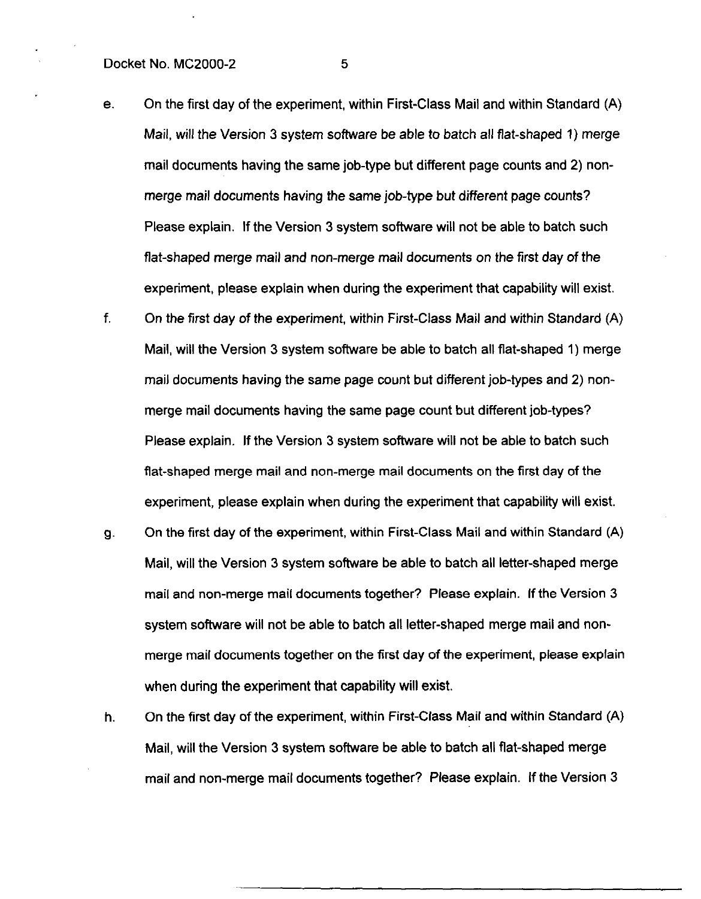e. On the first day of the experiment, within First-Class Mail and within Standard (A) Mail, will the Version 3 system software be able to batch all flat-shaped 1) merge mail documents having the same job-type but different page counts and 2) non-merge mail documents having the same job-type but different page counts? Please explain. If the Version 3 system software will not be able to batch such flat-shaped merge mail and non-merge mail documents on the first day of the experiment, please explain when during the experiment that capability will exist.

f. On the first day of the experiment, within First-Class Mail and within Standard (A) Mail, will the Version 3 system software be able to batch all flat-shaped 1) merge mail documents having the same page count but different job-types and 2) non-merge mail documents having the same page count but different job-types? Please explain. If the Version 3 system software will not be able to batch such flat-shaped merge mail and non-merge mail documents on the first day of the experiment, please explain when during the experiment that capability will exist.

g. On the first day of the experiment, within First-Class Mail and within Standard (A) Mail, will the Version 3 system software be able to batch all letter-shaped merge mail and non-merge mail documents together? Please explain. If the Version 3 system software will not be able to batch all letter-shaped merge mail and non-merge mail documents together on the first day of the experiment, please explain when during the experiment that capability will exist.

h. On the first day of the experiment, within First-Class Mail and within Standard (A) Mail, will the Version 3 system software be able to batch all flat-shaped merge mail and non-merge mail documents together? Please explain. If the Version 3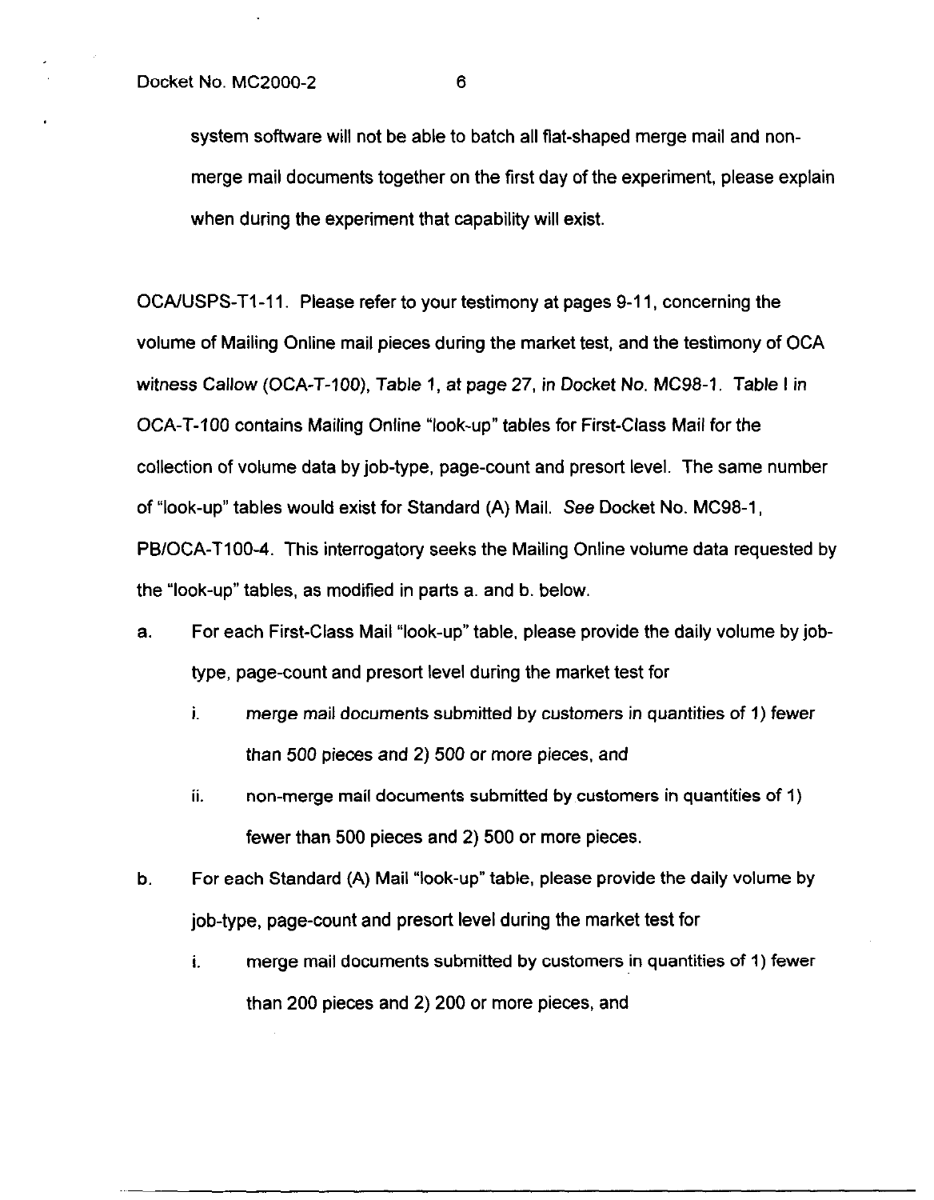system software will not be able to batch all flat-shaped merge mail and non-merge mail documents together on the first day of the experiment, please explain when during the experiment that capability will exist.

OCA/USPS-T1-11. Please refer to your testimony at pages 9-11, concerning the volume of Mailing Online mail pieces during the market test, and the testimony of OCA witness Callow (OCA-T-100), *Table 1, at page 27, in Docket No. MC98-1*. Table I in OCA-T-100 contains Mailing Online "look-up" tables for First-Class Mail for the collection of volume data by job-type, page-count and presort level. The same number of "look-up" tables would exist for Standard (A) Mail. *See* Docket No. MC98-1, PB/OCA-T100-4. This interrogatory seeks the Mailing Online volume data requested by the "look-up" tables, as modified in parts a. and b. below.

a. For each First-Class Mail "look-up" table, please provide the daily volume by job-type, page-count and presort level during the market test for
   i. merge mail documents submitted by customers in quantities of 1) fewer than 500 pieces and 2) 500 or more pieces, and
   ii. non-merge mail documents submitted by customers in quantities of 1) fewer than 500 pieces and 2) 500 or more pieces.
b. For each Standard (A) Mail "look-up" table, please provide the daily volume by job-type, page-count and presort level during the market test for
   i. merge mail documents submitted by customers in quantities of 1) fewer than 200 pieces and 2) 200 or more pieces, and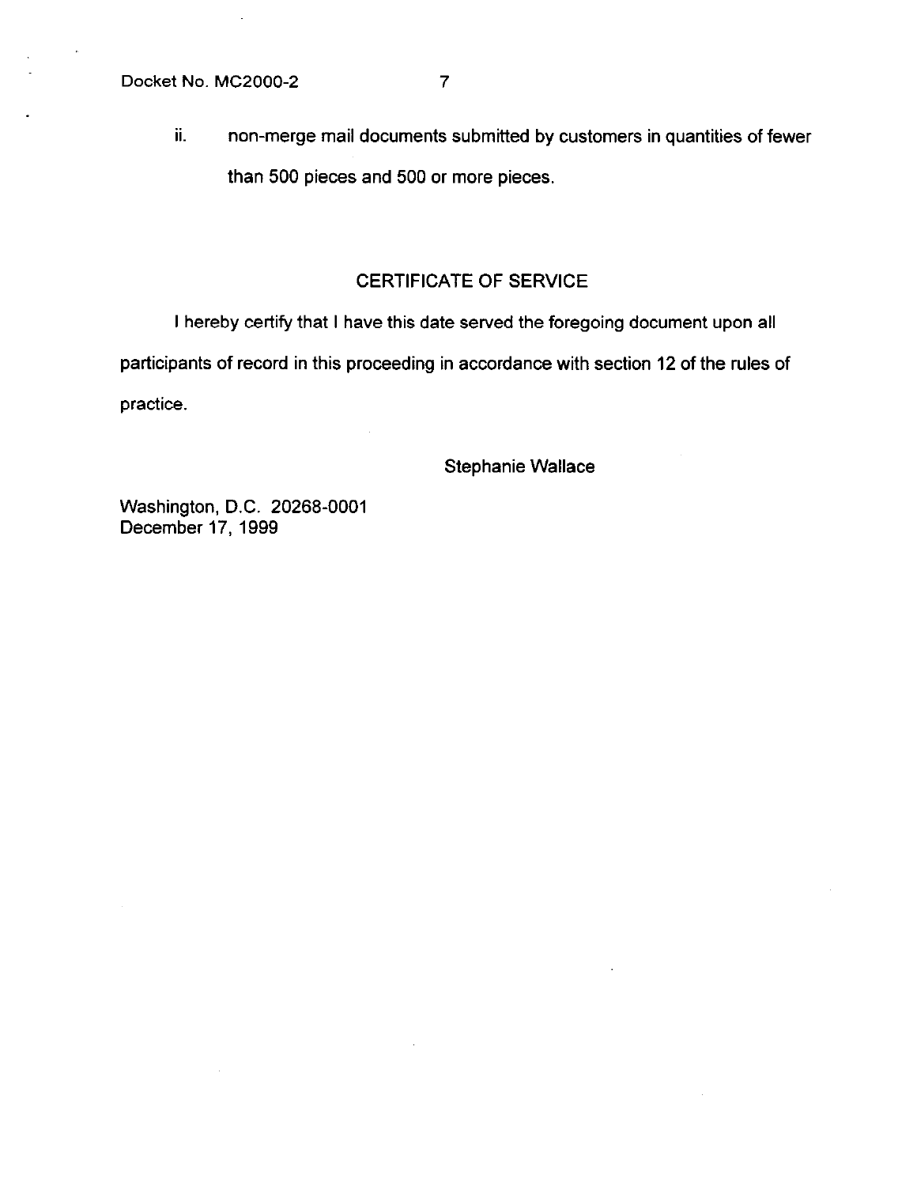ii. non-merge mail documents submitted by customers in quantities of fewer than 500 pieces and 500 or more pieces.

## CERTIFICATE OF SERVICE

I hereby certify that I have this date served the foregoing document upon all participants of record in this proceeding in accordance with section 12 of the rules of practice.

Stephanie Wallace

Washington, D.C. 20268-0001
December 17, 1999